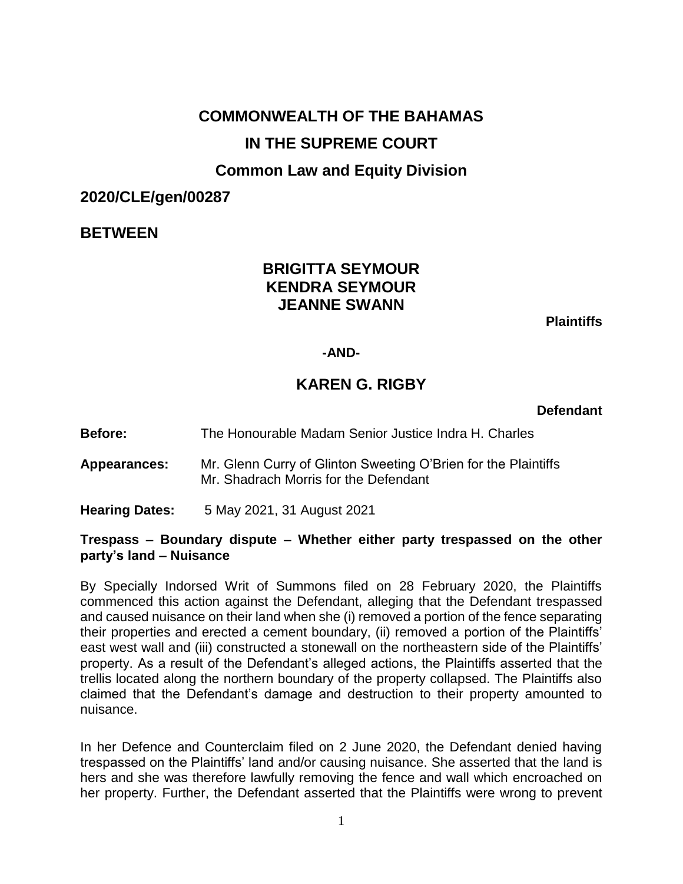**COMMONWEALTH OF THE BAHAMAS**

**IN THE SUPREME COURT**

**Common Law and Equity Division**

**2020/CLE/gen/00287**

**BETWEEN**

**BRIGITTA SEYMOUR**
**KENDRA SEYMOUR**
**JEANNE SWANN**

**Plaintiffs**

**-AND-**

**KAREN G. RIGBY**

**Defendant**

**Before:** The Honourable Madam Senior Justice Indra H. Charles

**Appearances:** Mr. Glenn Curry of Glinton Sweeting O'Brien for the Plaintiffs
Mr. Shadrach Morris for the Defendant

**Hearing Dates:** 5 May 2021, 31 August 2021

**Trespass – Boundary dispute – Whether either party trespassed on the other party's land – Nuisance**

By Specially Indorsed Writ of Summons filed on 28 February 2020, the Plaintiffs commenced this action against the Defendant, alleging that the Defendant trespassed and caused nuisance on their land when she (i) removed a portion of the fence separating their properties and erected a cement boundary, (ii) removed a portion of the Plaintiffs' east west wall and (iii) constructed a stonewall on the northeastern side of the Plaintiffs' property. As a result of the Defendant's alleged actions, the Plaintiffs asserted that the trellis located along the northern boundary of the property collapsed. The Plaintiffs also claimed that the Defendant's damage and destruction to their property amounted to nuisance.

In her Defence and Counterclaim filed on 2 June 2020, the Defendant denied having trespassed on the Plaintiffs' land and/or causing nuisance. She asserted that the land is hers and she was therefore lawfully removing the fence and wall which encroached on her property. Further, the Defendant asserted that the Plaintiffs were wrong to prevent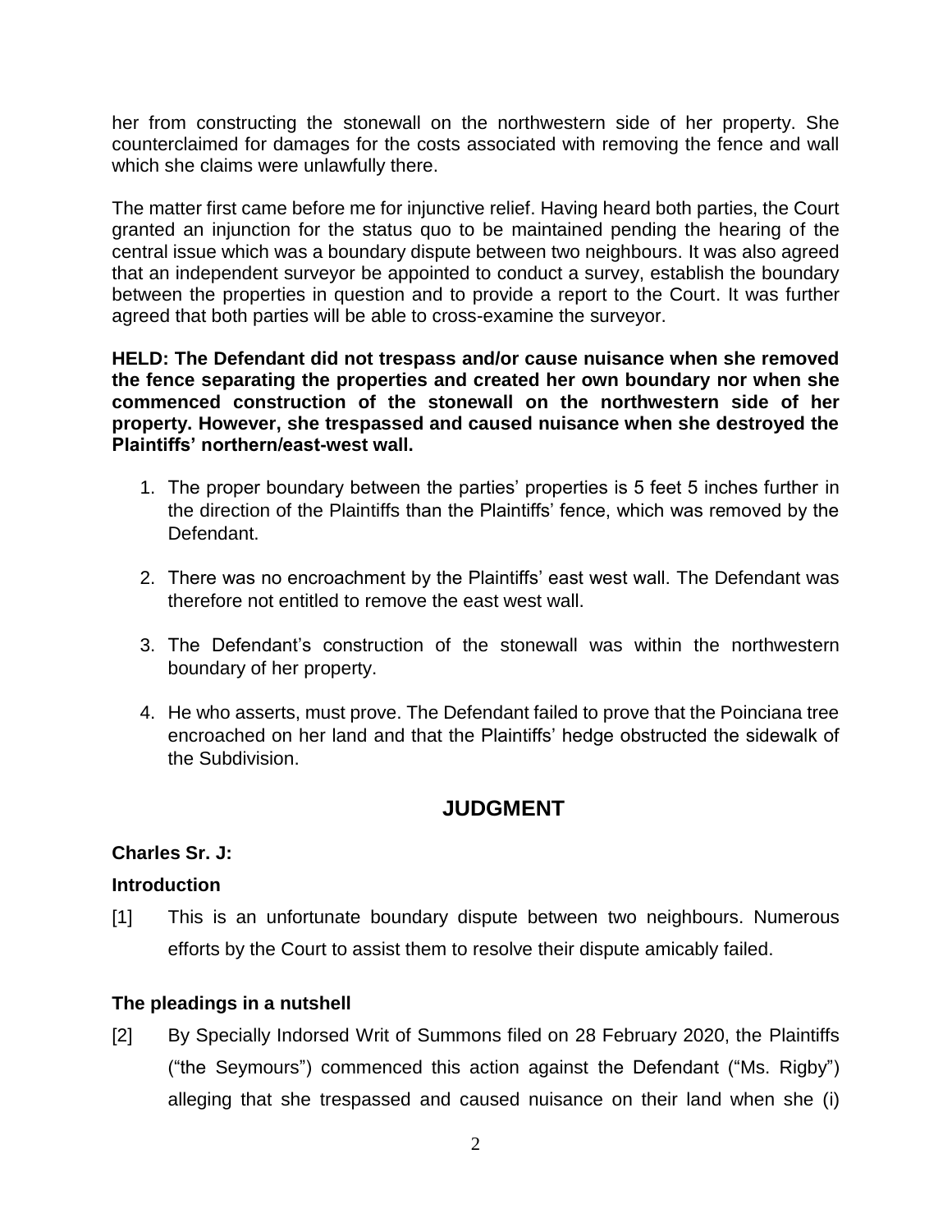her from constructing the stonewall on the northwestern side of her property. She counterclaimed for damages for the costs associated with removing the fence and wall which she claims were unlawfully there.

The matter first came before me for injunctive relief. Having heard both parties, the Court granted an injunction for the status quo to be maintained pending the hearing of the central issue which was a boundary dispute between two neighbours. It was also agreed that an independent surveyor be appointed to conduct a survey, establish the boundary between the properties in question and to provide a report to the Court. It was further agreed that both parties will be able to cross-examine the surveyor.

**HELD: The Defendant did not trespass and/or cause nuisance when she removed the fence separating the properties and created her own boundary nor when she commenced construction of the stonewall on the northwestern side of her property. However, she trespassed and caused nuisance when she destroyed the Plaintiffs' northern/east-west wall.**

1. The proper boundary between the parties' properties is 5 feet 5 inches further in the direction of the Plaintiffs than the Plaintiffs' fence, which was removed by the Defendant.

2. There was no encroachment by the Plaintiffs' east west wall. The Defendant was therefore not entitled to remove the east west wall.

3. The Defendant's construction of the stonewall was within the northwestern boundary of her property.

4. He who asserts, must prove. The Defendant failed to prove that the Poinciana tree encroached on her land and that the Plaintiffs' hedge obstructed the sidewalk of the Subdivision.

## JUDGMENT

**Charles Sr. J:**

### Introduction

[1] This is an unfortunate boundary dispute between two neighbours. Numerous efforts by the Court to assist them to resolve their dispute amicably failed.

### The pleadings in a nutshell

[2] By Specially Indorsed Writ of Summons filed on 28 February 2020, the Plaintiffs ("the Seymours") commenced this action against the Defendant ("Ms. Rigby") alleging that she trespassed and caused nuisance on their land when she (i)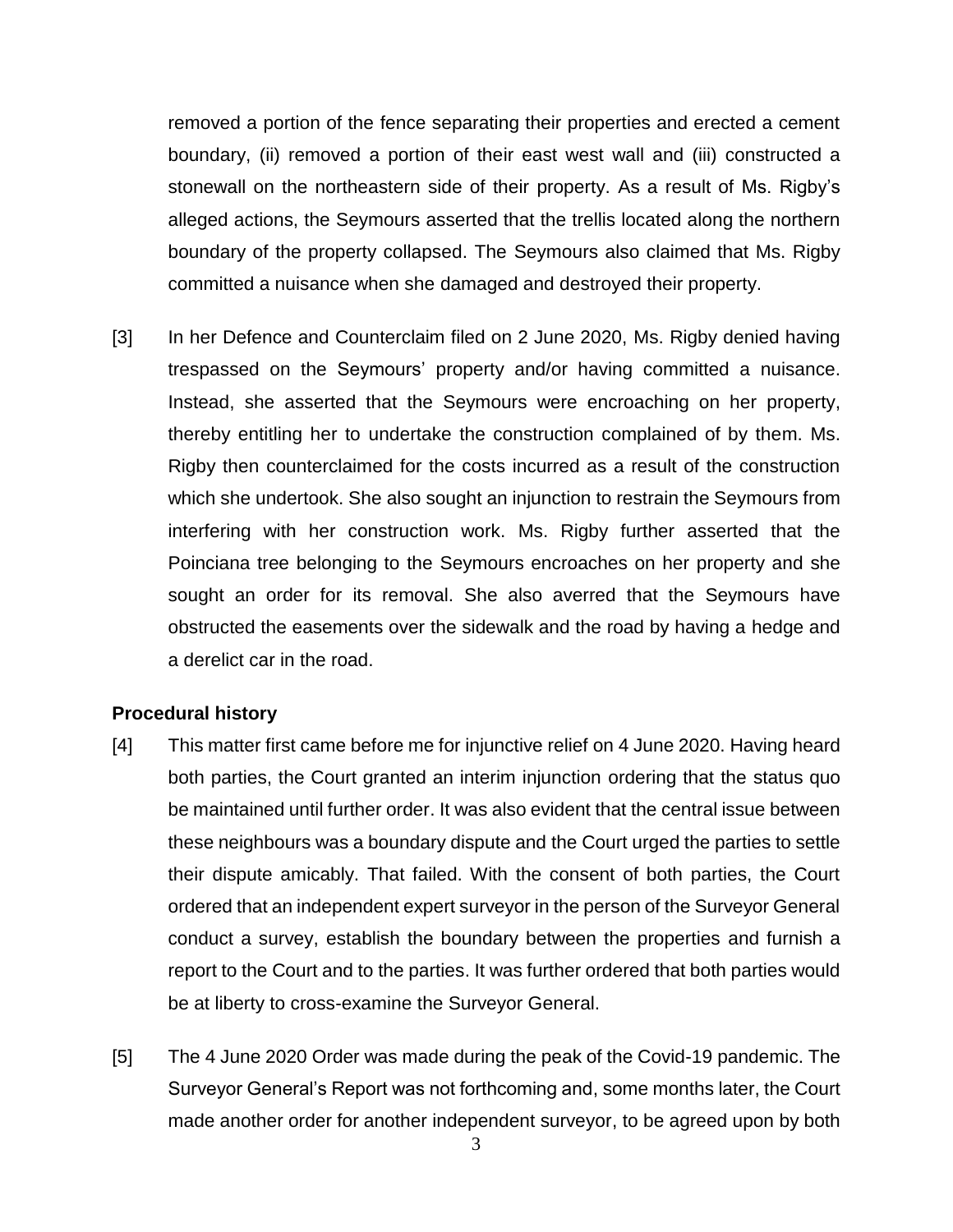removed a portion of the fence separating their properties and erected a cement boundary, (ii) removed a portion of their east west wall and (iii) constructed a stonewall on the northeastern side of their property. As a result of Ms. Rigby's alleged actions, the Seymours asserted that the trellis located along the northern boundary of the property collapsed. The Seymours also claimed that Ms. Rigby committed a nuisance when she damaged and destroyed their property.

[3] In her Defence and Counterclaim filed on 2 June 2020, Ms. Rigby denied having trespassed on the Seymours' property and/or having committed a nuisance. Instead, she asserted that the Seymours were encroaching on her property, thereby entitling her to undertake the construction complained of by them. Ms. Rigby then counterclaimed for the costs incurred as a result of the construction which she undertook. She also sought an injunction to restrain the Seymours from interfering with her construction work. Ms. Rigby further asserted that the Poinciana tree belonging to the Seymours encroaches on her property and she sought an order for its removal. She also averred that the Seymours have obstructed the easements over the sidewalk and the road by having a hedge and a derelict car in the road.

**Procedural history**

[4] This matter first came before me for injunctive relief on 4 June 2020. Having heard both parties, the Court granted an interim injunction ordering that the status quo be maintained until further order. It was also evident that the central issue between these neighbours was a boundary dispute and the Court urged the parties to settle their dispute amicably. That failed. With the consent of both parties, the Court ordered that an independent expert surveyor in the person of the Surveyor General conduct a survey, establish the boundary between the properties and furnish a report to the Court and to the parties. It was further ordered that both parties would be at liberty to cross-examine the Surveyor General.

[5] The 4 June 2020 Order was made during the peak of the Covid-19 pandemic. The Surveyor General's Report was not forthcoming and, some months later, the Court made another order for another independent surveyor, to be agreed upon by both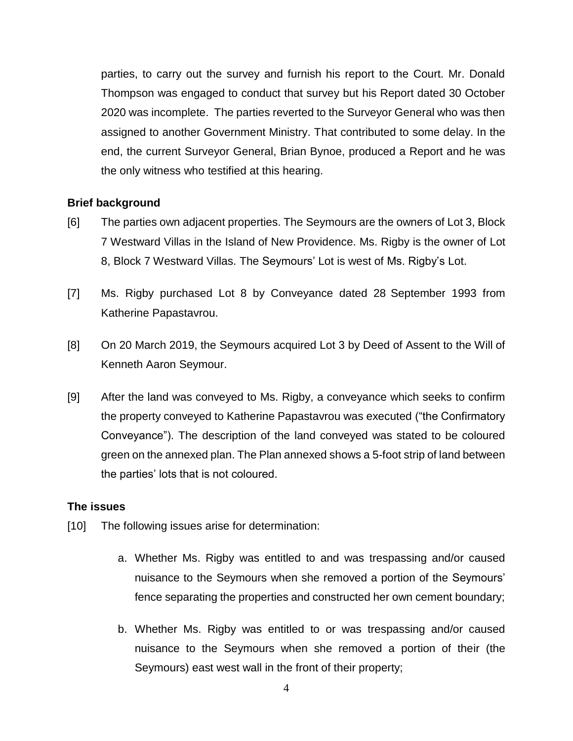parties, to carry out the survey and furnish his report to the Court. Mr. Donald Thompson was engaged to conduct that survey but his Report dated 30 October 2020 was incomplete. The parties reverted to the Surveyor General who was then assigned to another Government Ministry. That contributed to some delay. In the end, the current Surveyor General, Brian Bynoe, produced a Report and he was the only witness who testified at this hearing.

**Brief background**

[6] The parties own adjacent properties. The Seymours are the owners of Lot 3, Block 7 Westward Villas in the Island of New Providence. Ms. Rigby is the owner of Lot 8, Block 7 Westward Villas. The Seymours' Lot is west of Ms. Rigby's Lot.

[7] Ms. Rigby purchased Lot 8 by Conveyance dated 28 September 1993 from Katherine Papastavrou.

[8] On 20 March 2019, the Seymours acquired Lot 3 by Deed of Assent to the Will of Kenneth Aaron Seymour.

[9] After the land was conveyed to Ms. Rigby, a conveyance which seeks to confirm the property conveyed to Katherine Papastavrou was executed ("the Confirmatory Conveyance"). The description of the land conveyed was stated to be coloured green on the annexed plan. The Plan annexed shows a 5-foot strip of land between the parties' lots that is not coloured.

**The issues**

[10] The following issues arise for determination:

a. Whether Ms. Rigby was entitled to and was trespassing and/or caused nuisance to the Seymours when she removed a portion of the Seymours' fence separating the properties and constructed her own cement boundary;

b. Whether Ms. Rigby was entitled to or was trespassing and/or caused nuisance to the Seymours when she removed a portion of their (the Seymours) east west wall in the front of their property;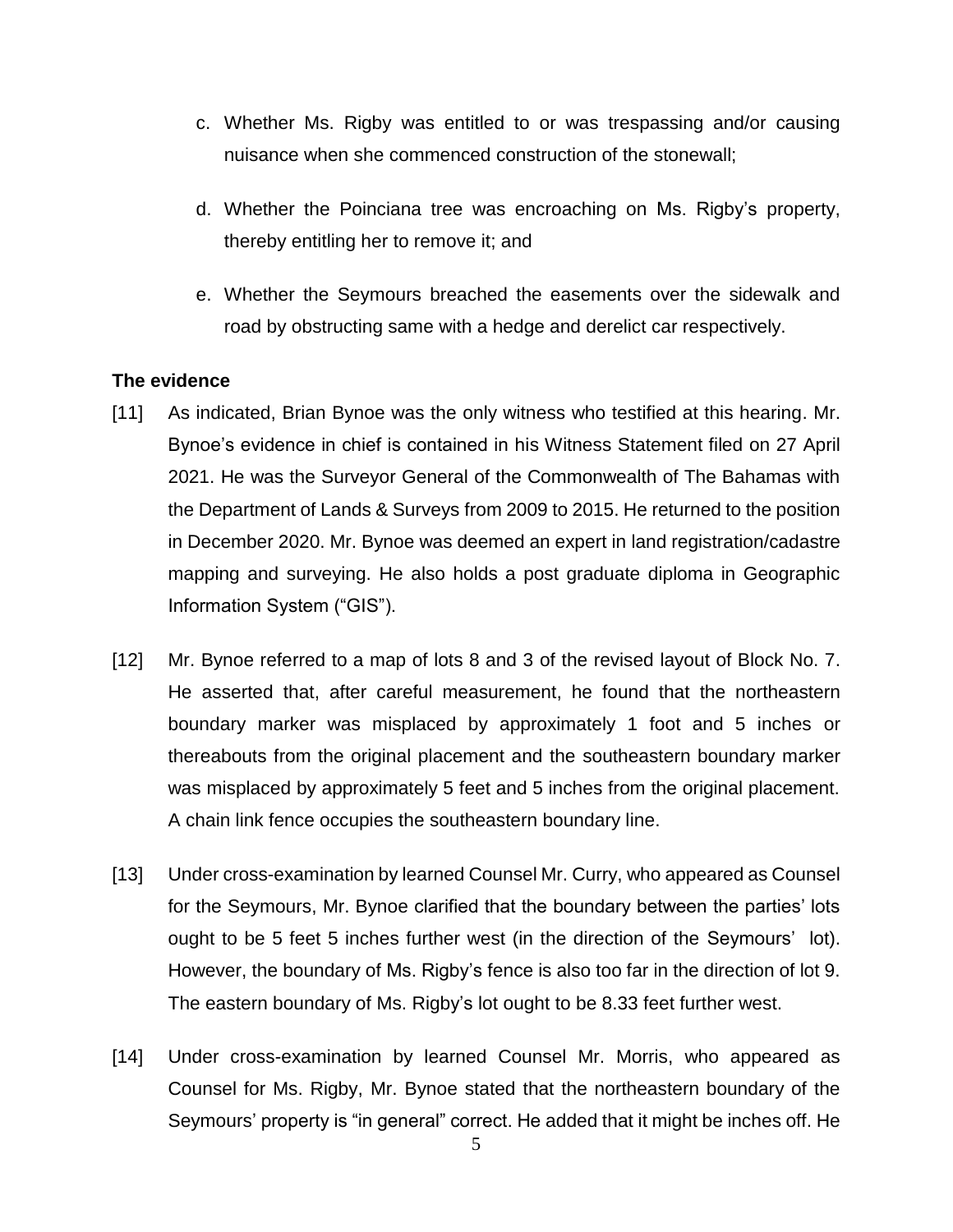c. Whether Ms. Rigby was entitled to or was trespassing and/or causing nuisance when she commenced construction of the stonewall;

d. Whether the Poinciana tree was encroaching on Ms. Rigby's property, thereby entitling her to remove it; and

e. Whether the Seymours breached the easements over the sidewalk and road by obstructing same with a hedge and derelict car respectively.

**The evidence**

[11] As indicated, Brian Bynoe was the only witness who testified at this hearing. Mr. Bynoe's evidence in chief is contained in his Witness Statement filed on 27 April 2021. He was the Surveyor General of the Commonwealth of The Bahamas with the Department of Lands & Surveys from 2009 to 2015. He returned to the position in December 2020. Mr. Bynoe was deemed an expert in land registration/cadastre mapping and surveying. He also holds a post graduate diploma in Geographic Information System ("GIS").

[12] Mr. Bynoe referred to a map of lots 8 and 3 of the revised layout of Block No. 7. He asserted that, after careful measurement, he found that the northeastern boundary marker was misplaced by approximately 1 foot and 5 inches or thereabouts from the original placement and the southeastern boundary marker was misplaced by approximately 5 feet and 5 inches from the original placement. A chain link fence occupies the southeastern boundary line.

[13] Under cross-examination by learned Counsel Mr. Curry, who appeared as Counsel for the Seymours, Mr. Bynoe clarified that the boundary between the parties' lots ought to be 5 feet 5 inches further west (in the direction of the Seymours' lot). However, the boundary of Ms. Rigby's fence is also too far in the direction of lot 9. The eastern boundary of Ms. Rigby's lot ought to be 8.33 feet further west.

[14] Under cross-examination by learned Counsel Mr. Morris, who appeared as Counsel for Ms. Rigby, Mr. Bynoe stated that the northeastern boundary of the Seymours' property is "in general" correct. He added that it might be inches off. He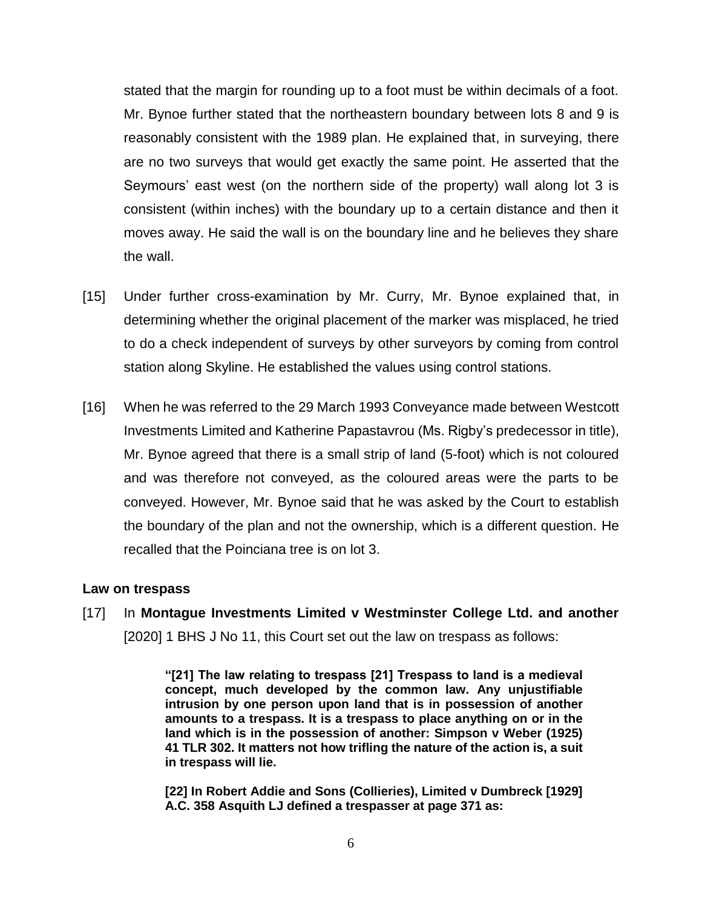stated that the margin for rounding up to a foot must be within decimals of a foot. Mr. Bynoe further stated that the northeastern boundary between lots 8 and 9 is reasonably consistent with the 1989 plan. He explained that, in surveying, there are no two surveys that would get exactly the same point. He asserted that the Seymours' east west (on the northern side of the property) wall along lot 3 is consistent (within inches) with the boundary up to a certain distance and then it moves away. He said the wall is on the boundary line and he believes they share the wall.

[15] Under further cross-examination by Mr. Curry, Mr. Bynoe explained that, in determining whether the original placement of the marker was misplaced, he tried to do a check independent of surveys by other surveyors by coming from control station along Skyline. He established the values using control stations.

[16] When he was referred to the 29 March 1993 Conveyance made between Westcott Investments Limited and Katherine Papastavrou (Ms. Rigby's predecessor in title), Mr. Bynoe agreed that there is a small strip of land (5-foot) which is not coloured and was therefore not conveyed, as the coloured areas were the parts to be conveyed. However, Mr. Bynoe said that he was asked by the Court to establish the boundary of the plan and not the ownership, which is a different question. He recalled that the Poinciana tree is on lot 3.

**Law on trespass**

[17] In **Montague Investments Limited v Westminster College Ltd. and another** [2020] 1 BHS J No 11, this Court set out the law on trespass as follows:

> **"[21] The law relating to trespass [21] Trespass to land is a medieval concept, much developed by the common law. Any unjustifiable intrusion by one person upon land that is in possession of another amounts to a trespass. It is a trespass to place anything on or in the land which is in the possession of another: Simpson v Weber (1925) 41 TLR 302. It matters not how trifling the nature of the action is, a suit in trespass will lie.**
>
> **[22] In Robert Addie and Sons (Collieries), Limited v Dumbreck [1929] A.C. 358 Asquith LJ defined a trespasser at page 371 as:**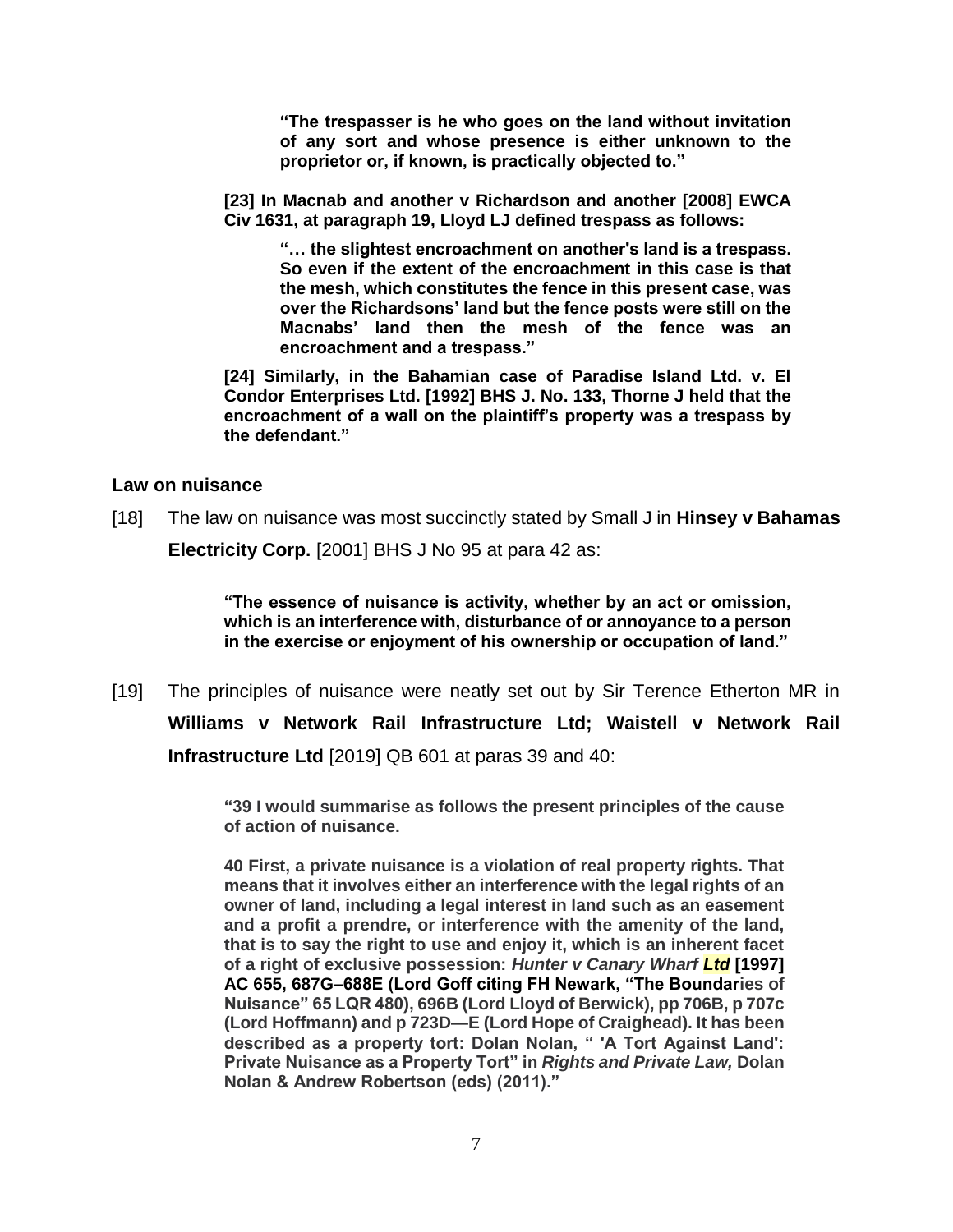> **"The trespasser is he who goes on the land without invitation of any sort and whose presence is either unknown to the proprietor or, if known, is practically objected to."**

> **[23] In Macnab and another v Richardson and another [2008] EWCA Civ 1631, at paragraph 19, Lloyd LJ defined trespass as follows:**
>
> > **"… the slightest encroachment on another's land is a trespass. So even if the extent of the encroachment in this case is that the mesh, which constitutes the fence in this present case, was over the Richardsons' land but the fence posts were still on the Macnabs' land then the mesh of the fence was an encroachment and a trespass."**
>
> **[24] Similarly, in the Bahamian case of Paradise Island Ltd. v. El Condor Enterprises Ltd. [1992] BHS J. No. 133, Thorne J held that the encroachment of a wall on the plaintiff's property was a trespass by the defendant."**

### Law on nuisance

[18] The law on nuisance was most succinctly stated by Small J in **Hinsey v Bahamas Electricity Corp.** [2001] BHS J No 95 at para 42 as:

> **"The essence of nuisance is activity, whether by an act or omission, which is an interference with, disturbance of or annoyance to a person in the exercise or enjoyment of his ownership or occupation of land."**

[19] The principles of nuisance were neatly set out by Sir Terence Etherton MR in **Williams v Network Rail Infrastructure Ltd; Waistell v Network Rail Infrastructure Ltd** [2019] QB 601 at paras 39 and 40:

> **"39 I would summarise as follows the present principles of the cause of action of nuisance.**
>
> **40 First, a private nuisance is a violation of real property rights. That means that it involves either an interference with the legal rights of an owner of land, including a legal interest in land such as an easement and a profit a prendre, or interference with the amenity of the land, that is to say the right to use and enjoy it, which is an inherent facet of a right of exclusive possession: *Hunter v Canary Wharf Ltd* [1997] AC 655, 687G–688E (Lord Goff citing FH Newark, "The Boundaries of Nuisance" 65 LQR 480), 696B (Lord Lloyd of Berwick), pp 706B, p 707c (Lord Hoffmann) and p 723D—E (Lord Hope of Craighead). It has been described as a property tort: Dolan Nolan, " 'A Tort Against Land': Private Nuisance as a Property Tort" in *Rights and Private Law,* Dolan Nolan & Andrew Robertson (eds) (2011)."**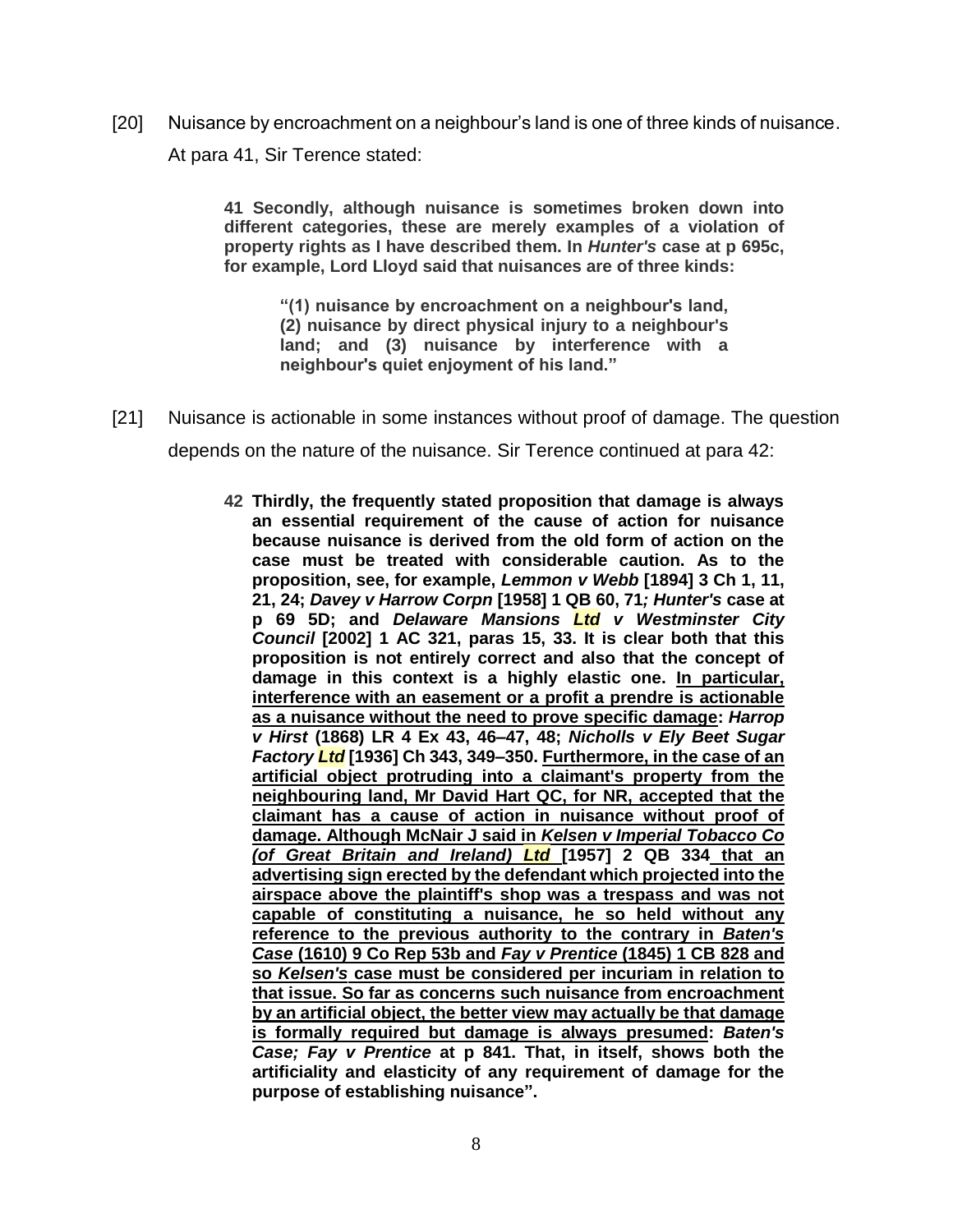[20] Nuisance by encroachment on a neighbour's land is one of three kinds of nuisance. At para 41, Sir Terence stated:

> **41 Secondly, although nuisance is sometimes broken down into different categories, these are merely examples of a violation of property rights as I have described them. In *Hunter's* case at p 695c, for example, Lord Lloyd said that nuisances are of three kinds:**
>
> > **"(1) nuisance by encroachment on a neighbour's land, (2) nuisance by direct physical injury to a neighbour's land; and (3) nuisance by interference with a neighbour's quiet enjoyment of his land."**

[21] Nuisance is actionable in some instances without proof of damage. The question depends on the nature of the nuisance. Sir Terence continued at para 42:

> **42 Thirdly, the frequently stated proposition that damage is always an essential requirement of the cause of action for nuisance because nuisance is derived from the old form of action on the case must be treated with considerable caution. As to the proposition, see, for example, *Lemmon v Webb* [1894] 3 Ch 1, 11, 21, 24; *Davey v Harrow Corpn* [1958] 1 QB 60, 71*; Hunter's* case at p 69 5D; and *Delaware Mansions Ltd v Westminster City Council* [2002] 1 AC 321, paras 15, 33. It is clear both that this proposition is not entirely correct and also that the concept of damage in this context is a highly elastic one. <u>In particular, interference with an easement or a profit a prendre is actionable as a nuisance without the need to prove specific damage</u>: *Harrop v Hirst* (1868) LR 4 Ex 43, 46–47, 48; *Nicholls v Ely Beet Sugar Factory Ltd* [1936] Ch 343, 349–350. <u>Furthermore, in the case of an artificial object protruding into a claimant's property from the neighbouring land, Mr David Hart QC, for NR, accepted that the claimant has a cause of action in nuisance without proof of damage. Although McNair J said in *Kelsen v Imperial Tobacco Co (of Great Britain and Ireland) Ltd* [1957] 2 QB 334 that an advertising sign erected by the defendant which projected into the airspace above the plaintiff's shop was a trespass and was not capable of constituting a nuisance, he so held without any reference to the previous authority to the contrary in *Baten's Case* (1610) 9 Co Rep 53b and *Fay v Prentice* (1845) 1 CB 828 and so *Kelsen's* case must be considered per incuriam in relation to that issue. So far as concerns such nuisance from encroachment by an artificial object, the better view may actually be that damage is formally required but damage is always presumed</u>: *Baten's Case; Fay v Prentice* at p 841. That, in itself, shows both the artificiality and elasticity of any requirement of damage for the purpose of establishing nuisance".**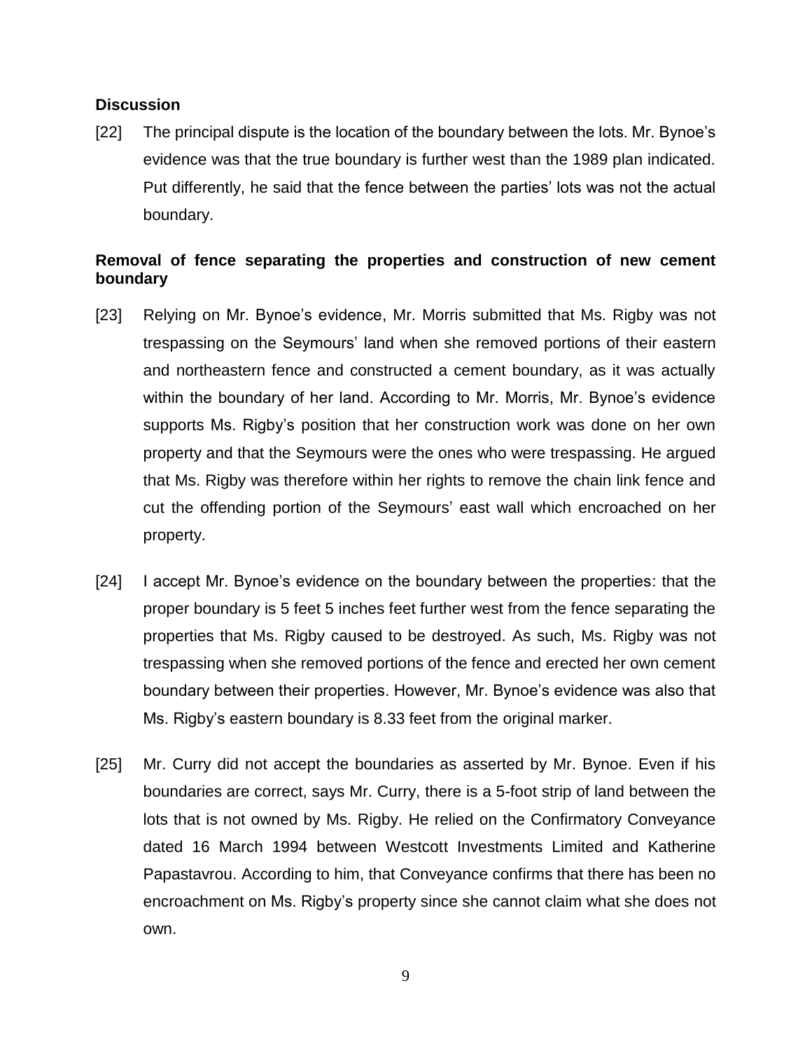## Discussion

[22] The principal dispute is the location of the boundary between the lots. Mr. Bynoe's evidence was that the true boundary is further west than the 1989 plan indicated. Put differently, he said that the fence between the parties' lots was not the actual boundary.

### Removal of fence separating the properties and construction of new cement boundary

[23] Relying on Mr. Bynoe's evidence, Mr. Morris submitted that Ms. Rigby was not trespassing on the Seymours' land when she removed portions of their eastern and northeastern fence and constructed a cement boundary, as it was actually within the boundary of her land. According to Mr. Morris, Mr. Bynoe's evidence supports Ms. Rigby's position that her construction work was done on her own property and that the Seymours were the ones who were trespassing. He argued that Ms. Rigby was therefore within her rights to remove the chain link fence and cut the offending portion of the Seymours' east wall which encroached on her property.

[24] I accept Mr. Bynoe's evidence on the boundary between the properties: that the proper boundary is 5 feet 5 inches feet further west from the fence separating the properties that Ms. Rigby caused to be destroyed. As such, Ms. Rigby was not trespassing when she removed portions of the fence and erected her own cement boundary between their properties. However, Mr. Bynoe's evidence was also that Ms. Rigby's eastern boundary is 8.33 feet from the original marker.

[25] Mr. Curry did not accept the boundaries as asserted by Mr. Bynoe. Even if his boundaries are correct, says Mr. Curry, there is a 5-foot strip of land between the lots that is not owned by Ms. Rigby. He relied on the Confirmatory Conveyance dated 16 March 1994 between Westcott Investments Limited and Katherine Papastavrou. According to him, that Conveyance confirms that there has been no encroachment on Ms. Rigby's property since she cannot claim what she does not own.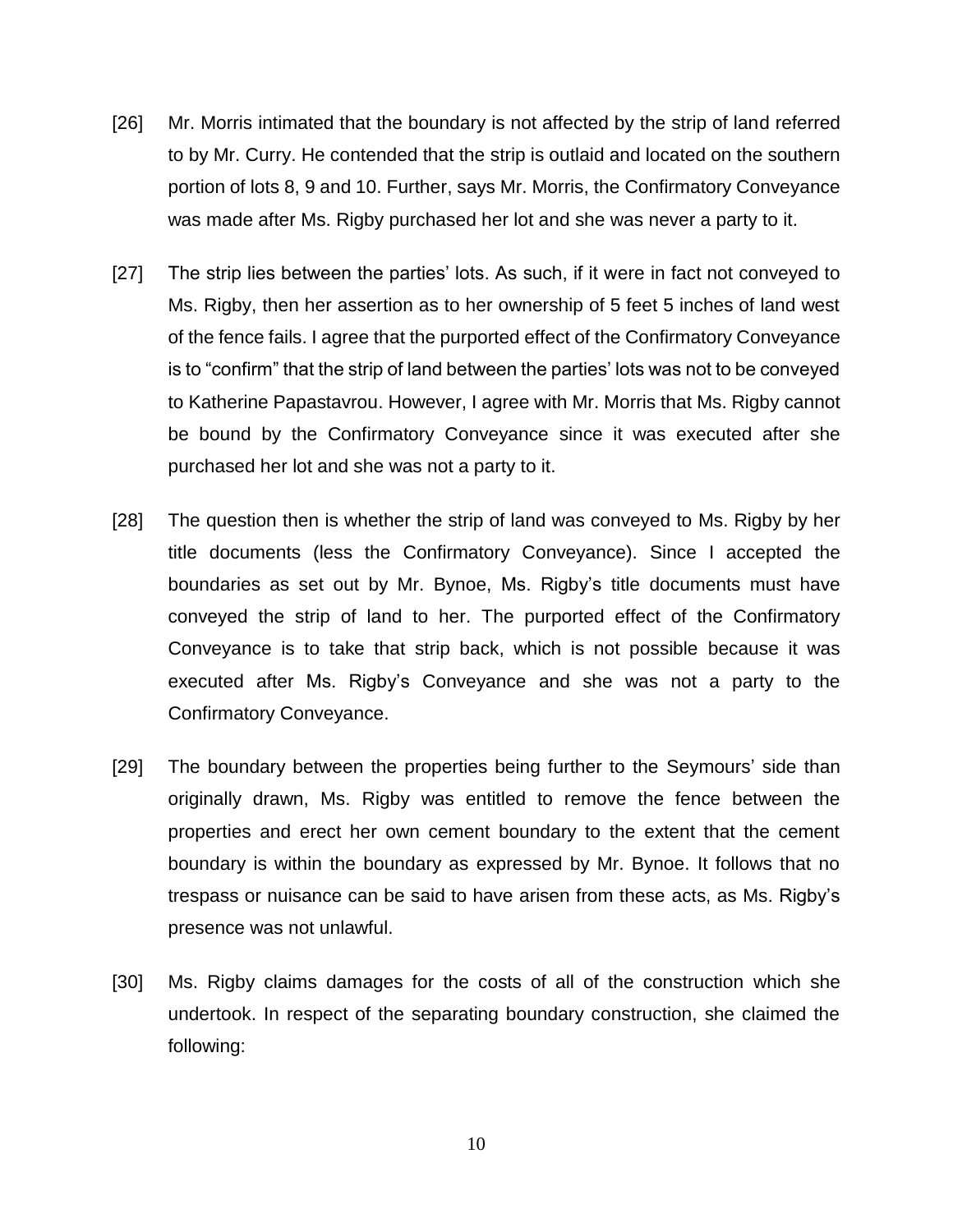[26] Mr. Morris intimated that the boundary is not affected by the strip of land referred to by Mr. Curry. He contended that the strip is outlaid and located on the southern portion of lots 8, 9 and 10. Further, says Mr. Morris, the Confirmatory Conveyance was made after Ms. Rigby purchased her lot and she was never a party to it.

[27] The strip lies between the parties' lots. As such, if it were in fact not conveyed to Ms. Rigby, then her assertion as to her ownership of 5 feet 5 inches of land west of the fence fails. I agree that the purported effect of the Confirmatory Conveyance is to "confirm" that the strip of land between the parties' lots was not to be conveyed to Katherine Papastavrou. However, I agree with Mr. Morris that Ms. Rigby cannot be bound by the Confirmatory Conveyance since it was executed after she purchased her lot and she was not a party to it.

[28] The question then is whether the strip of land was conveyed to Ms. Rigby by her title documents (less the Confirmatory Conveyance). Since I accepted the boundaries as set out by Mr. Bynoe, Ms. Rigby's title documents must have conveyed the strip of land to her. The purported effect of the Confirmatory Conveyance is to take that strip back, which is not possible because it was executed after Ms. Rigby's Conveyance and she was not a party to the Confirmatory Conveyance.

[29] The boundary between the properties being further to the Seymours' side than originally drawn, Ms. Rigby was entitled to remove the fence between the properties and erect her own cement boundary to the extent that the cement boundary is within the boundary as expressed by Mr. Bynoe. It follows that no trespass or nuisance can be said to have arisen from these acts, as Ms. Rigby's presence was not unlawful.

[30] Ms. Rigby claims damages for the costs of all of the construction which she undertook. In respect of the separating boundary construction, she claimed the following: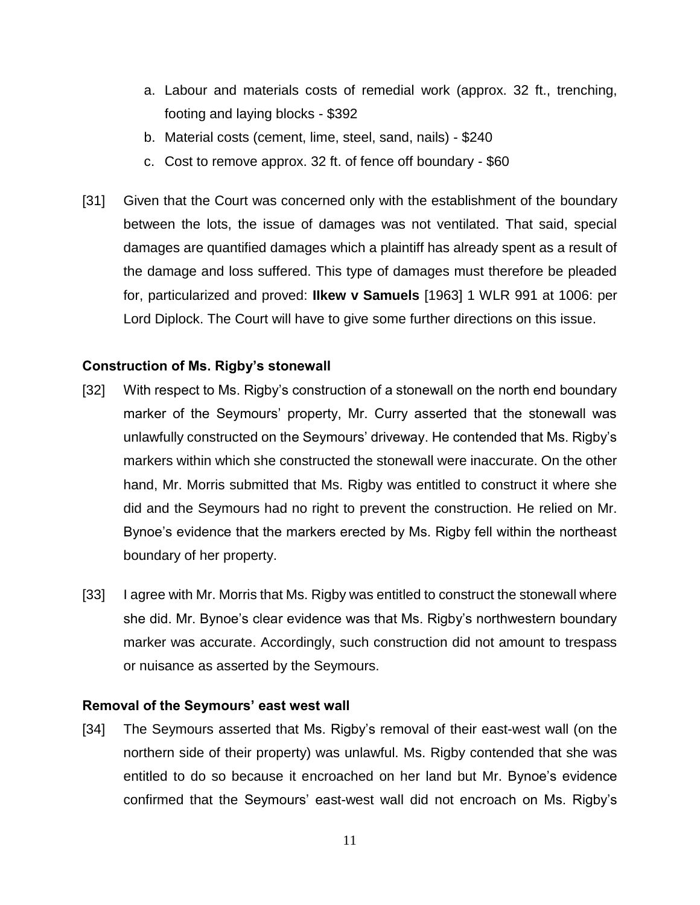a. Labour and materials costs of remedial work (approx. 32 ft., trenching, footing and laying blocks - $392
b. Material costs (cement, lime, steel, sand, nails) - $240
c. Cost to remove approx. 32 ft. of fence off boundary - $60

[31] Given that the Court was concerned only with the establishment of the boundary between the lots, the issue of damages was not ventilated. That said, special damages are quantified damages which a plaintiff has already spent as a result of the damage and loss suffered. This type of damages must therefore be pleaded for, particularized and proved: **Ilkew v Samuels** [1963] 1 WLR 991 at 1006: per Lord Diplock. The Court will have to give some further directions on this issue.

**Construction of Ms. Rigby's stonewall**

[32] With respect to Ms. Rigby's construction of a stonewall on the north end boundary marker of the Seymours' property, Mr. Curry asserted that the stonewall was unlawfully constructed on the Seymours' driveway. He contended that Ms. Rigby's markers within which she constructed the stonewall were inaccurate. On the other hand, Mr. Morris submitted that Ms. Rigby was entitled to construct it where she did and the Seymours had no right to prevent the construction. He relied on Mr. Bynoe's evidence that the markers erected by Ms. Rigby fell within the northeast boundary of her property.

[33] I agree with Mr. Morris that Ms. Rigby was entitled to construct the stonewall where she did. Mr. Bynoe's clear evidence was that Ms. Rigby's northwestern boundary marker was accurate. Accordingly, such construction did not amount to trespass or nuisance as asserted by the Seymours.

**Removal of the Seymours' east west wall**

[34] The Seymours asserted that Ms. Rigby's removal of their east-west wall (on the northern side of their property) was unlawful. Ms. Rigby contended that she was entitled to do so because it encroached on her land but Mr. Bynoe's evidence confirmed that the Seymours' east-west wall did not encroach on Ms. Rigby's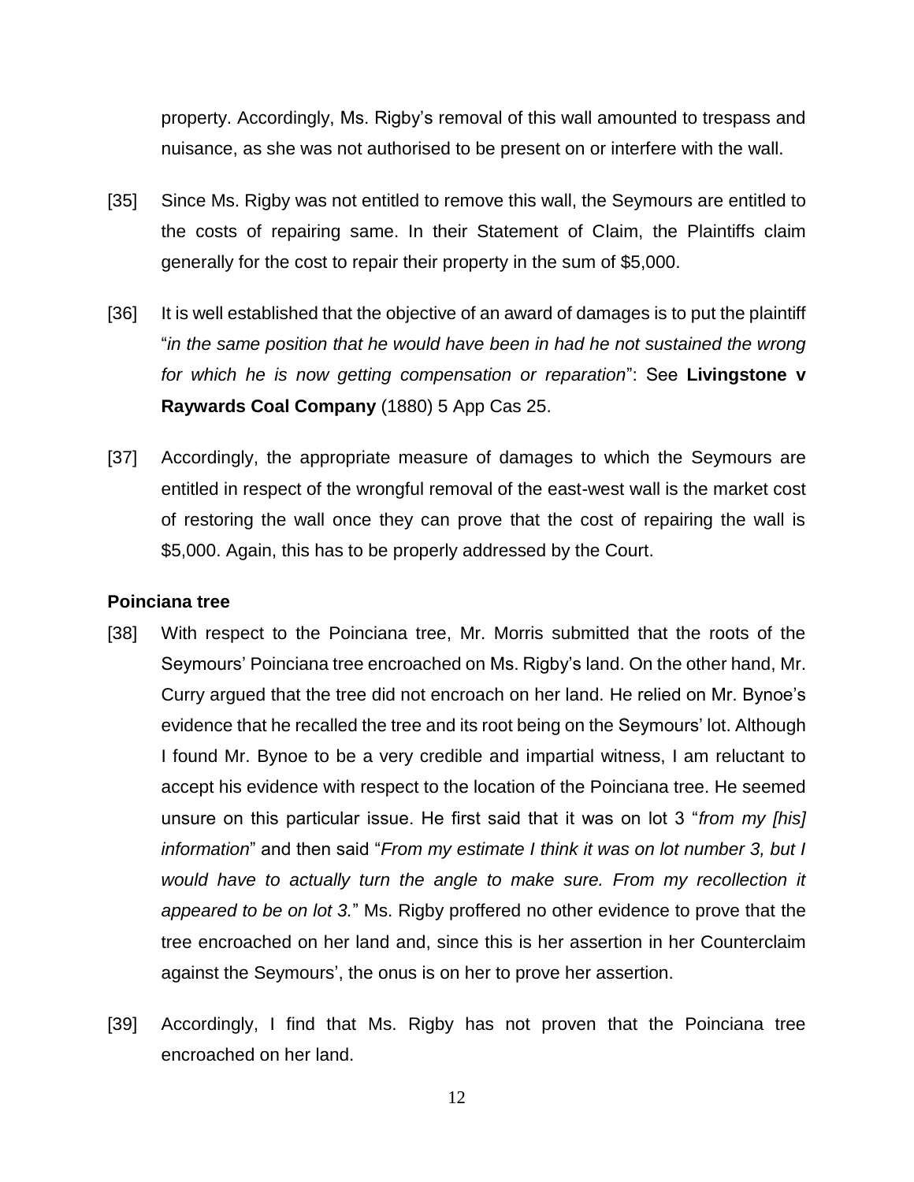property. Accordingly, Ms. Rigby's removal of this wall amounted to trespass and nuisance, as she was not authorised to be present on or interfere with the wall.

[35] Since Ms. Rigby was not entitled to remove this wall, the Seymours are entitled to the costs of repairing same. In their Statement of Claim, the Plaintiffs claim generally for the cost to repair their property in the sum of $5,000.

[36] It is well established that the objective of an award of damages is to put the plaintiff "*in the same position that he would have been in had he not sustained the wrong for which he is now getting compensation or reparation*": See **Livingstone v Raywards Coal Company** (1880) 5 App Cas 25.

[37] Accordingly, the appropriate measure of damages to which the Seymours are entitled in respect of the wrongful removal of the east-west wall is the market cost of restoring the wall once they can prove that the cost of repairing the wall is $5,000. Again, this has to be properly addressed by the Court.

**Poinciana tree**

[38] With respect to the Poinciana tree, Mr. Morris submitted that the roots of the Seymours' Poinciana tree encroached on Ms. Rigby's land. On the other hand, Mr. Curry argued that the tree did not encroach on her land. He relied on Mr. Bynoe's evidence that he recalled the tree and its root being on the Seymours' lot. Although I found Mr. Bynoe to be a very credible and impartial witness, I am reluctant to accept his evidence with respect to the location of the Poinciana tree. He seemed unsure on this particular issue. He first said that it was on lot 3 "*from my [his] information*" and then said "*From my estimate I think it was on lot number 3, but I would have to actually turn the angle to make sure. From my recollection it appeared to be on lot 3.*" Ms. Rigby proffered no other evidence to prove that the tree encroached on her land and, since this is her assertion in her Counterclaim against the Seymours', the onus is on her to prove her assertion.

[39] Accordingly, I find that Ms. Rigby has not proven that the Poinciana tree encroached on her land.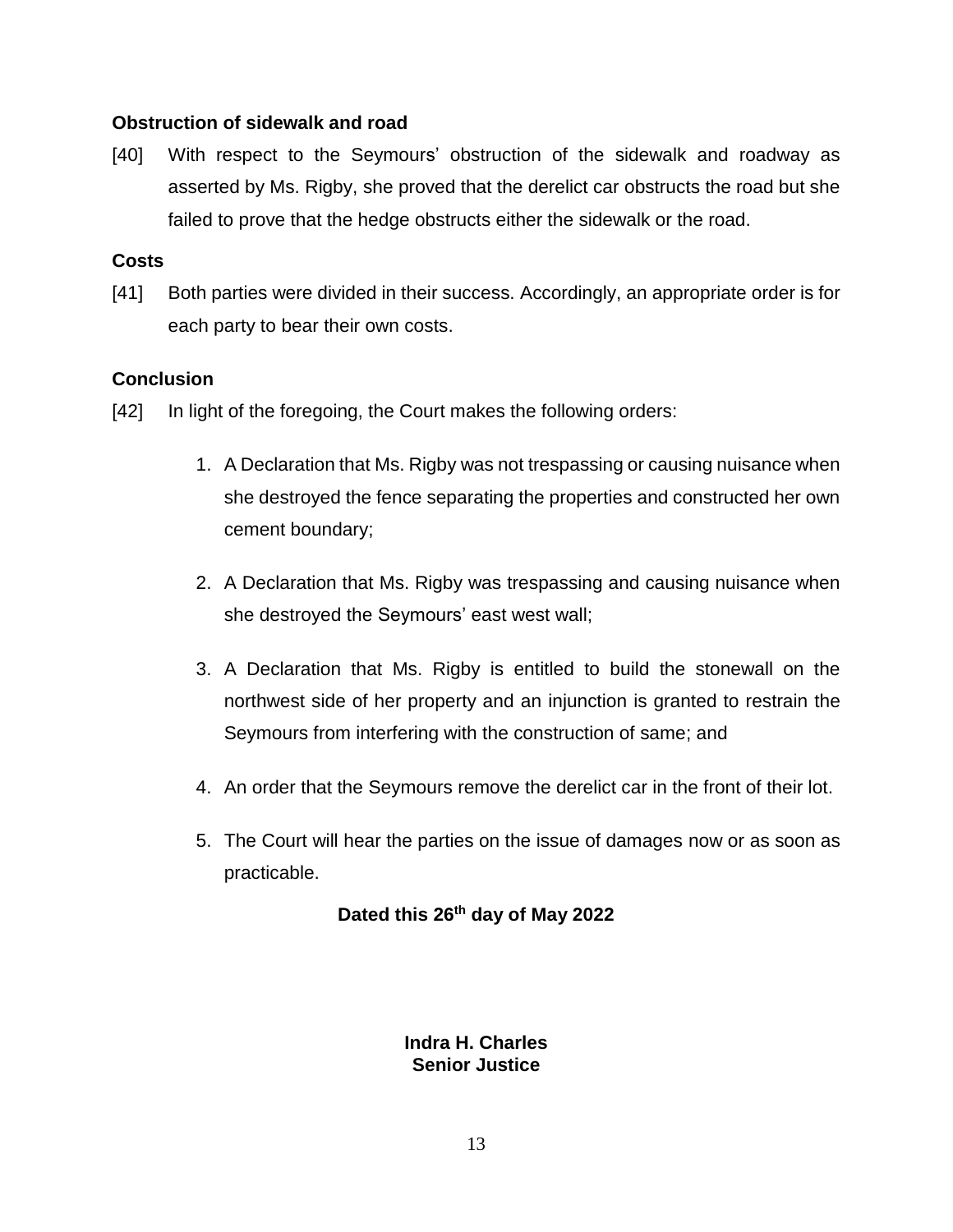**Obstruction of sidewalk and road**

[40] With respect to the Seymours' obstruction of the sidewalk and roadway as asserted by Ms. Rigby, she proved that the derelict car obstructs the road but she failed to prove that the hedge obstructs either the sidewalk or the road.

**Costs**

[41] Both parties were divided in their success. Accordingly, an appropriate order is for each party to bear their own costs.

**Conclusion**

[42] In light of the foregoing, the Court makes the following orders:

1. A Declaration that Ms. Rigby was not trespassing or causing nuisance when she destroyed the fence separating the properties and constructed her own cement boundary;

2. A Declaration that Ms. Rigby was trespassing and causing nuisance when she destroyed the Seymours' east west wall;

3. A Declaration that Ms. Rigby is entitled to build the stonewall on the northwest side of her property and an injunction is granted to restrain the Seymours from interfering with the construction of same; and

4. An order that the Seymours remove the derelict car in the front of their lot.

5. The Court will hear the parties on the issue of damages now or as soon as practicable.

**Dated this 26th day of May 2022**

**Indra H. Charles**
**Senior Justice**